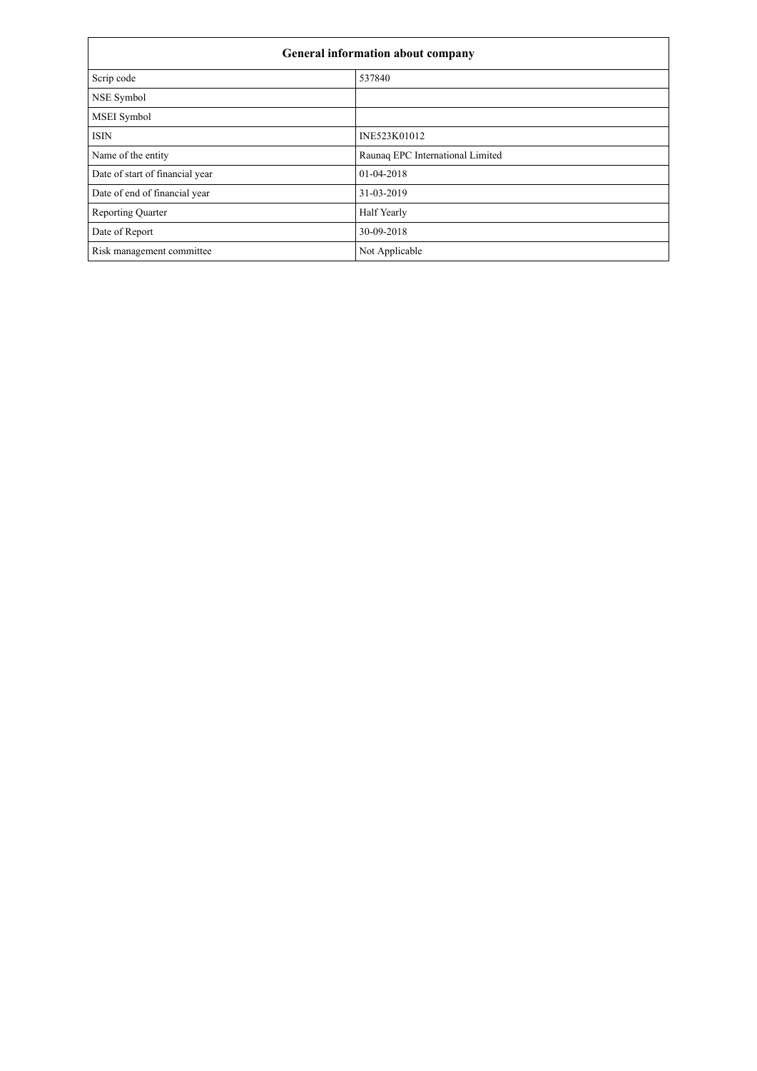| General information about company | |
|---|---|
| Scrip code | 537840 |
| NSE Symbol | |
| MSEI Symbol | |
| ISIN | INE523K01012 |
| Name of the entity | Raunaq EPC International Limited |
| Date of start of financial year | 01-04-2018 |
| Date of end of financial year | 31-03-2019 |
| Reporting Quarter | Half Yearly |
| Date of Report | 30-09-2018 |
| Risk management committee | Not Applicable |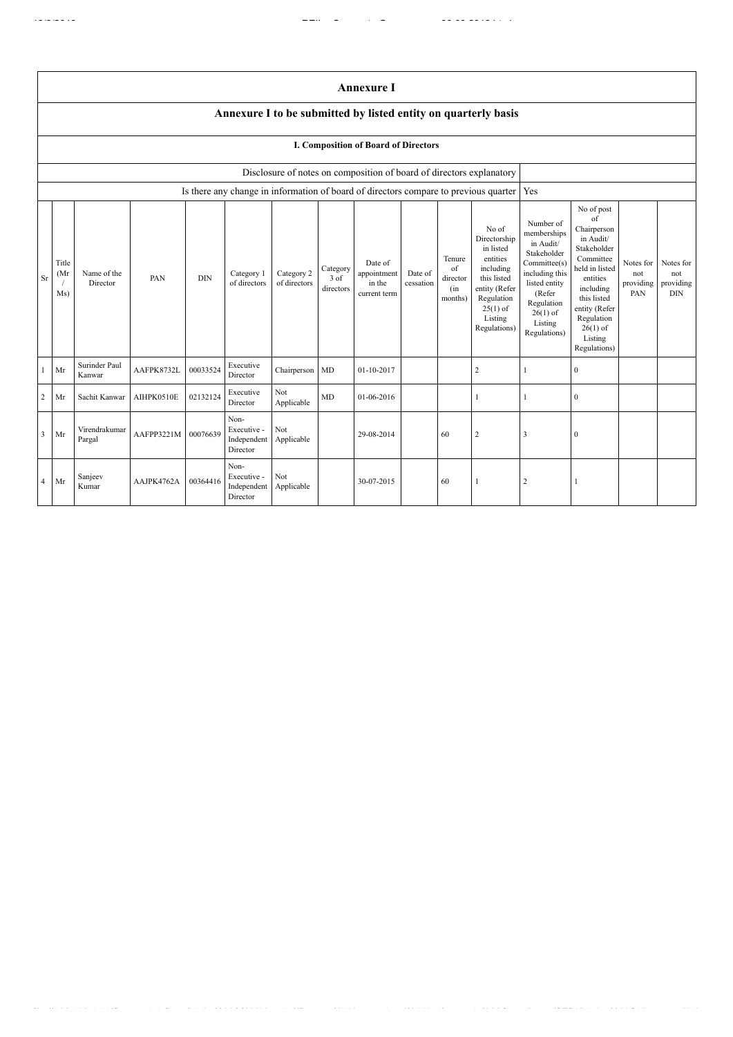# Annexure I

## Annexure I to be submitted by listed entity on quarterly basis

### I. Composition of Board of Directors

| Disclosure of notes on composition of board of directors explanatory | |
|---|---|
| Is there any change in information of board of directors compare to previous quarter | Yes |

| Sr | Title (Mr / Ms) | Name of the Director | PAN | DIN | Category 1 of directors | Category 2 of directors | Category 3 of directors | Date of appointment in the current term | Date of cessation | Tenure of director (in months) | No of Directorship in listed entities including this listed entity (Refer Regulation 25(1) of Listing Regulations) | Number of memberships in Audit/ Stakeholder Committee(s) including this listed entity (Refer Regulation 26(1) of Listing Regulations) | No of post of Chairperson in Audit/ Stakeholder Committee held in listed entities including this listed entity (Refer Regulation 26(1) of Listing Regulations) | Notes for not providing PAN | Notes for not providing DIN |
|---|---|---|---|---|---|---|---|---|---|---|---|---|---|---|---|
| 1 | Mr | Surinder Paul Kanwar | AAFPK8732L | 00033524 | Executive Director | Chairperson | MD | 01-10-2017 | | | 2 | 1 | 0 | | |
| 2 | Mr | Sachit Kanwar | AIHPK0510E | 02132124 | Executive Director | Not Applicable | MD | 01-06-2016 | | | 1 | 1 | 0 | | |
| 3 | Mr | Virendrakumar Pargal | AAFPP3221M | 00076639 | Non-Executive - Independent Director | Not Applicable | | 29-08-2014 | | 60 | 2 | 3 | 0 | | |
| 4 | Mr | Sanjeev Kumar | AAJPK4762A | 00364416 | Non-Executive - Independent Director | Not Applicable | | 30-07-2015 | | 60 | 1 | 2 | 1 | | |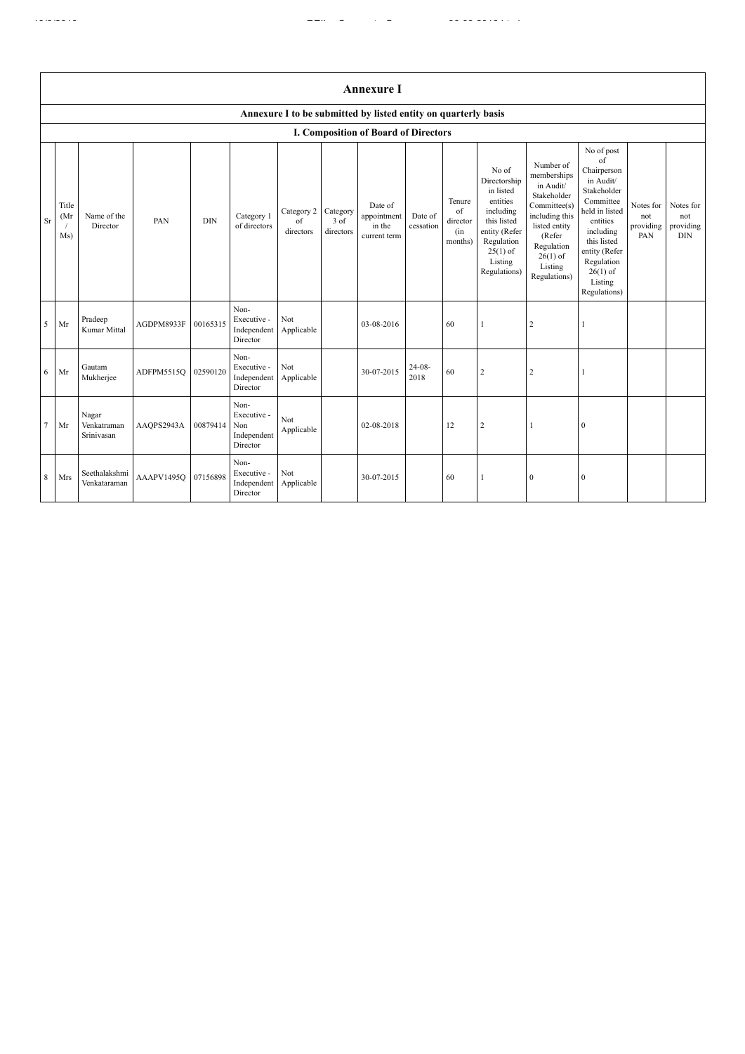# Annexure I

## Annexure I to be submitted by listed entity on quarterly basis

### I. Composition of Board of Directors

| Sr | Title (Mr / Ms) | Name of the Director | PAN | DIN | Category 1 of directors | Category 2 of directors | Category 3 of directors | Date of appointment in the current term | Date of cessation | Tenure of director (in months) | No of Directorship in listed entities including this listed entity (Refer Regulation 25(1) of Listing Regulations) | Number of memberships in Audit/ Stakeholder Committee(s) including this listed entity (Refer Regulation 26(1) of Listing Regulations) | No of post of Chairperson in Audit/ Stakeholder Committee held in listed entities including this listed entity (Refer Regulation 26(1) of Listing Regulations) | Notes for not providing PAN | Notes for not providing DIN |
|---|---|---|---|---|---|---|---|---|---|---|---|---|---|---|---|
| 5 | Mr | Pradeep Kumar Mittal | AGDPM8933F | 00165315 | Non-Executive - Independent Director | Not Applicable | | 03-08-2016 | | 60 | 1 | 2 | 1 | | |
| 6 | Mr | Gautam Mukherjee | ADFPM5515Q | 02590120 | Non-Executive - Independent Director | Not Applicable | | 30-07-2015 | 24-08-2018 | 60 | 2 | 2 | 1 | | |
| 7 | Mr | Nagar Venkatraman Srinivasan | AAQPS2943A | 00879414 | Non-Executive - Non Independent Director | Not Applicable | | 02-08-2018 | | 12 | 2 | 1 | 0 | | |
| 8 | Mrs | Seethalakshmi Venkataraman | AAAPV1495Q | 07156898 | Non-Executive - Independent Director | Not Applicable | | 30-07-2015 | | 60 | 1 | 0 | 0 | | |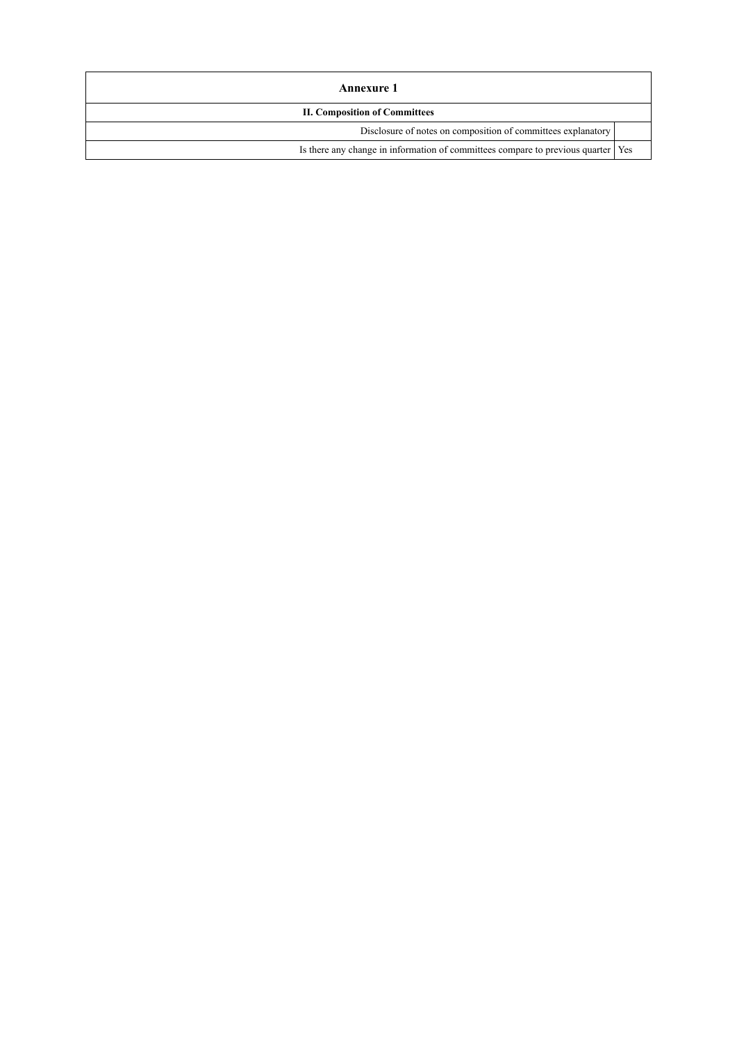| Annexure 1 | |
|---|---|
| **II. Composition of Committees** | |
| Disclosure of notes on composition of committees explanatory | |
| Is there any change in information of committees compare to previous quarter | Yes |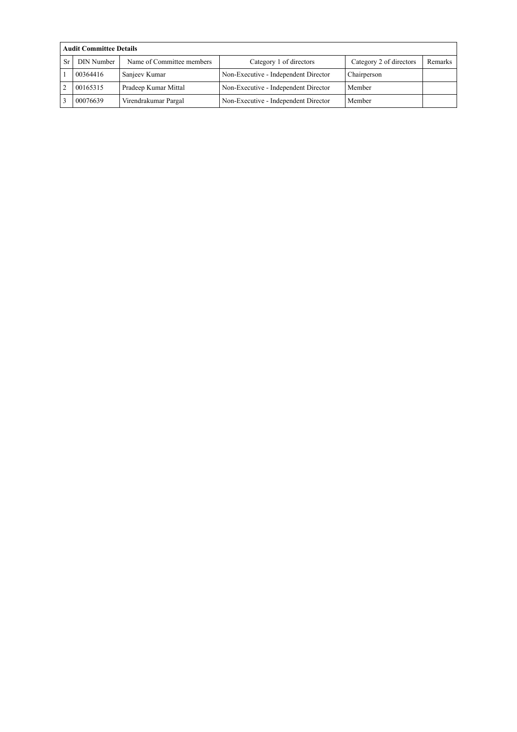| Audit Committee Details | | | | | |
|---|---|---|---|---|---|
| Sr | DIN Number | Name of Committee members | Category 1 of directors | Category 2 of directors | Remarks |
| 1 | 00364416 | Sanjeev Kumar | Non-Executive - Independent Director | Chairperson | |
| 2 | 00165315 | Pradeep Kumar Mittal | Non-Executive - Independent Director | Member | |
| 3 | 00076639 | Virendrakumar Pargal | Non-Executive - Independent Director | Member | |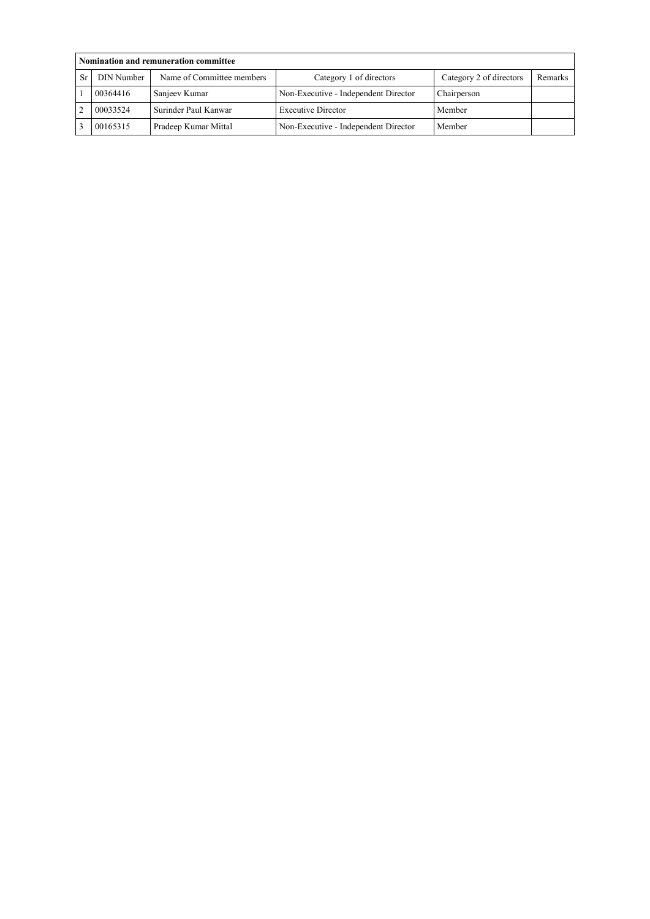| Nomination and remuneration committee | | | | | |
|---|---|---|---|---|---|
| Sr | DIN Number | Name of Committee members | Category 1 of directors | Category 2 of directors | Remarks |
| 1 | 00364416 | Sanjeev Kumar | Non-Executive - Independent Director | Chairperson | |
| 2 | 00033524 | Surinder Paul Kanwar | Executive Director | Member | |
| 3 | 00165315 | Pradeep Kumar Mittal | Non-Executive - Independent Director | Member | |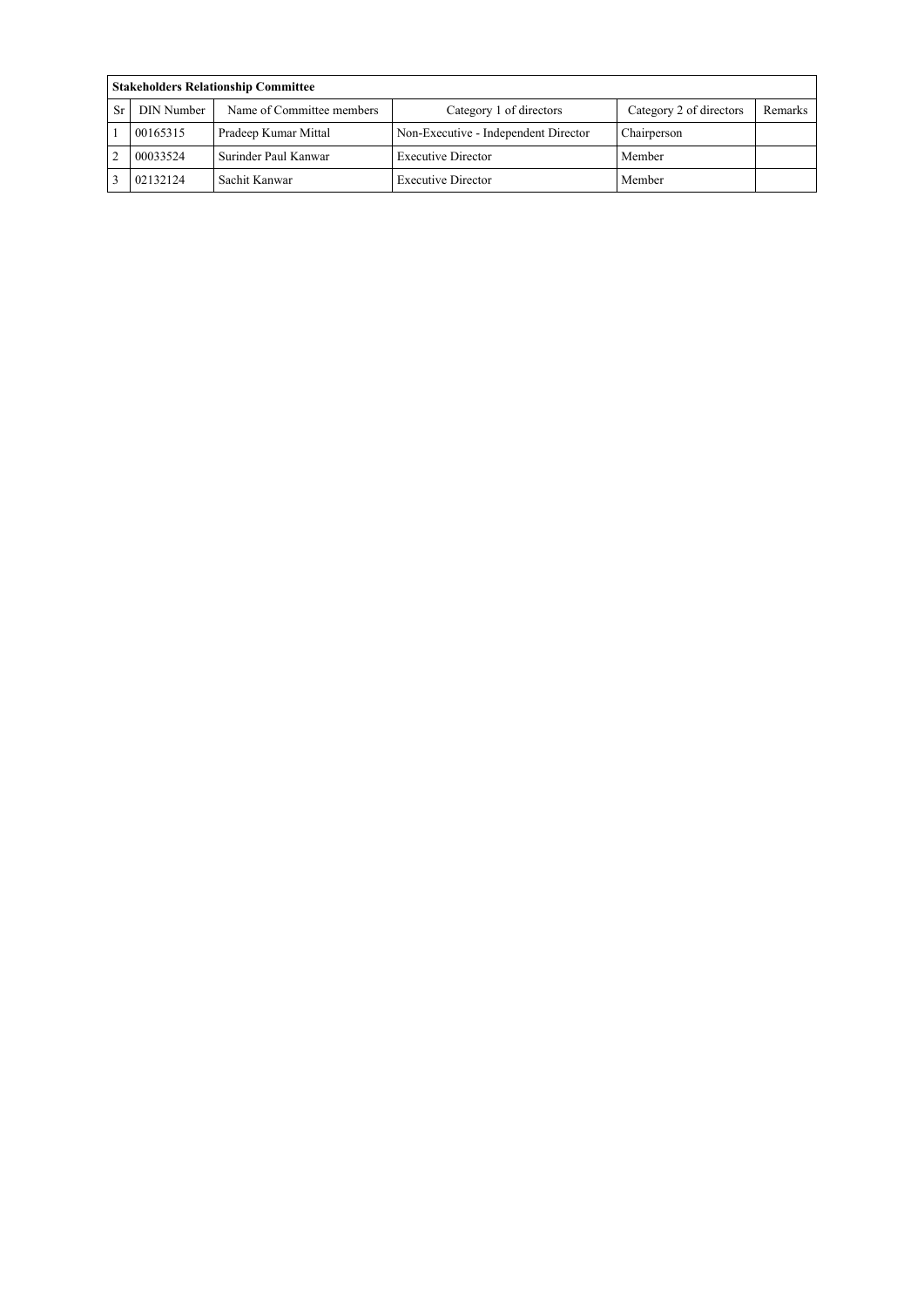| Stakeholders Relationship Committee | | | | | |
|---|---|---|---|---|---|
| Sr | DIN Number | Name of Committee members | Category 1 of directors | Category 2 of directors | Remarks |
| 1 | 00165315 | Pradeep Kumar Mittal | Non-Executive - Independent Director | Chairperson | |
| 2 | 00033524 | Surinder Paul Kanwar | Executive Director | Member | |
| 3 | 02132124 | Sachit Kanwar | Executive Director | Member | |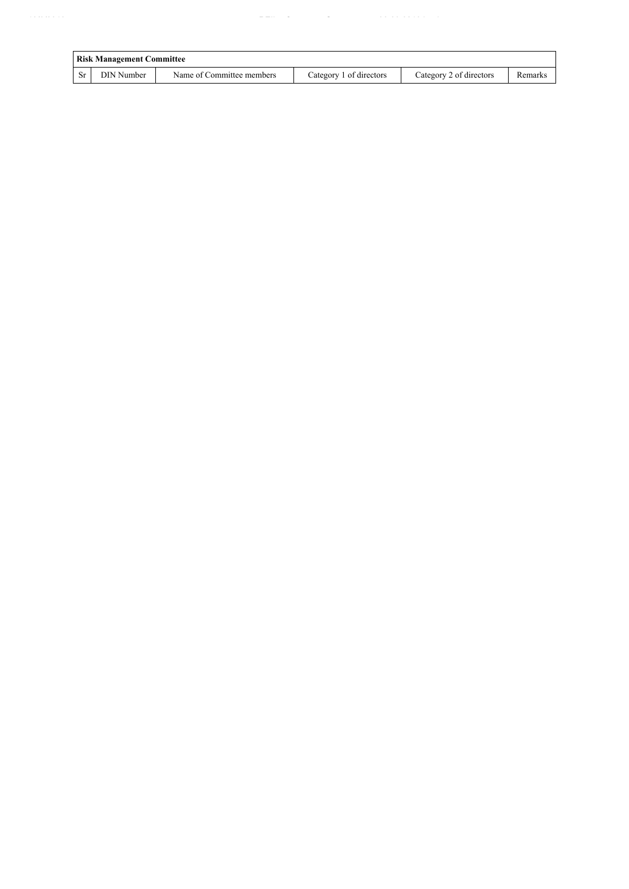| Risk Management Committee | | | | | |
|---|---|---|---|---|---|
| Sr | DIN Number | Name of Committee members | Category 1 of directors | Category 2 of directors | Remarks |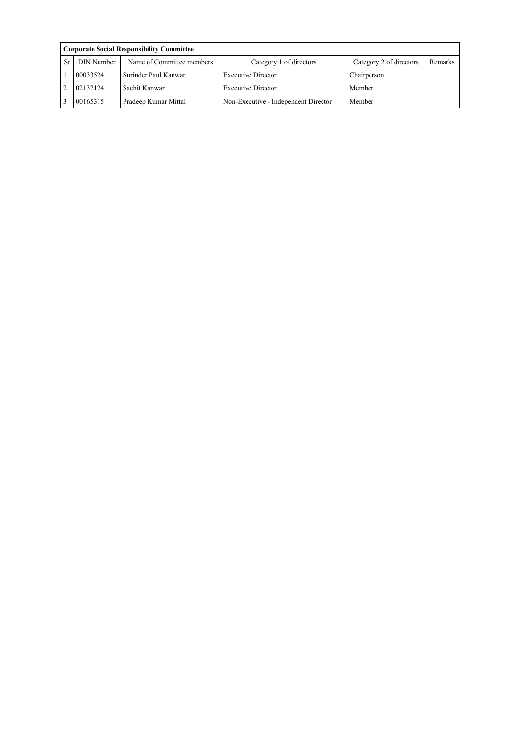| Corporate Social Responsibility Committee | | | | | |
|---|---|---|---|---|---|
| Sr | DIN Number | Name of Committee members | Category 1 of directors | Category 2 of directors | Remarks |
| 1 | 00033524 | Surinder Paul Kanwar | Executive Director | Chairperson | |
| 2 | 02132124 | Sachit Kanwar | Executive Director | Member | |
| 3 | 00165315 | Pradeep Kumar Mittal | Non-Executive - Independent Director | Member | |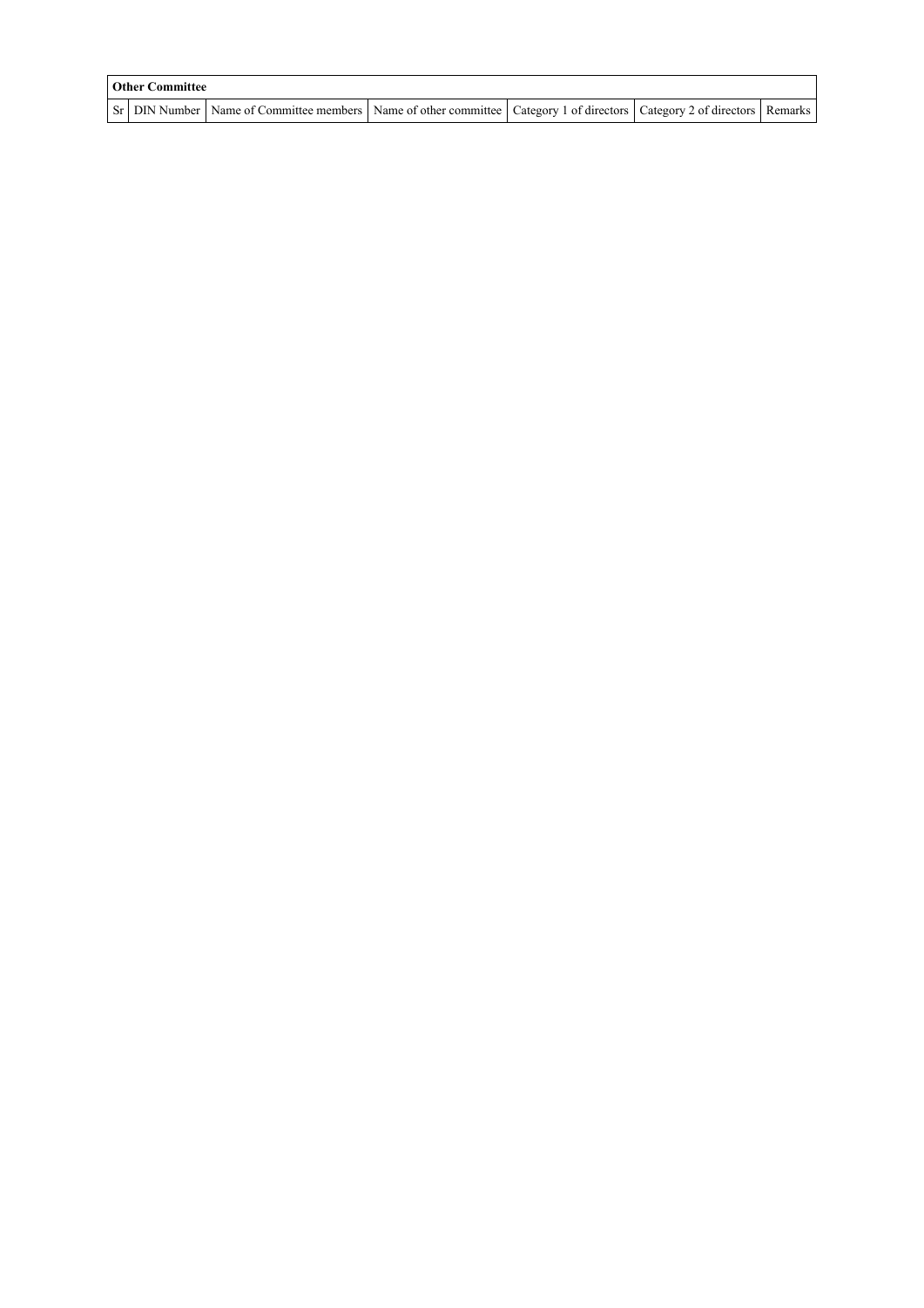| Other Committee | | | | | | |
|---|---|---|---|---|---|---|
| Sr | DIN Number | Name of Committee members | Name of other committee | Category 1 of directors | Category 2 of directors | Remarks |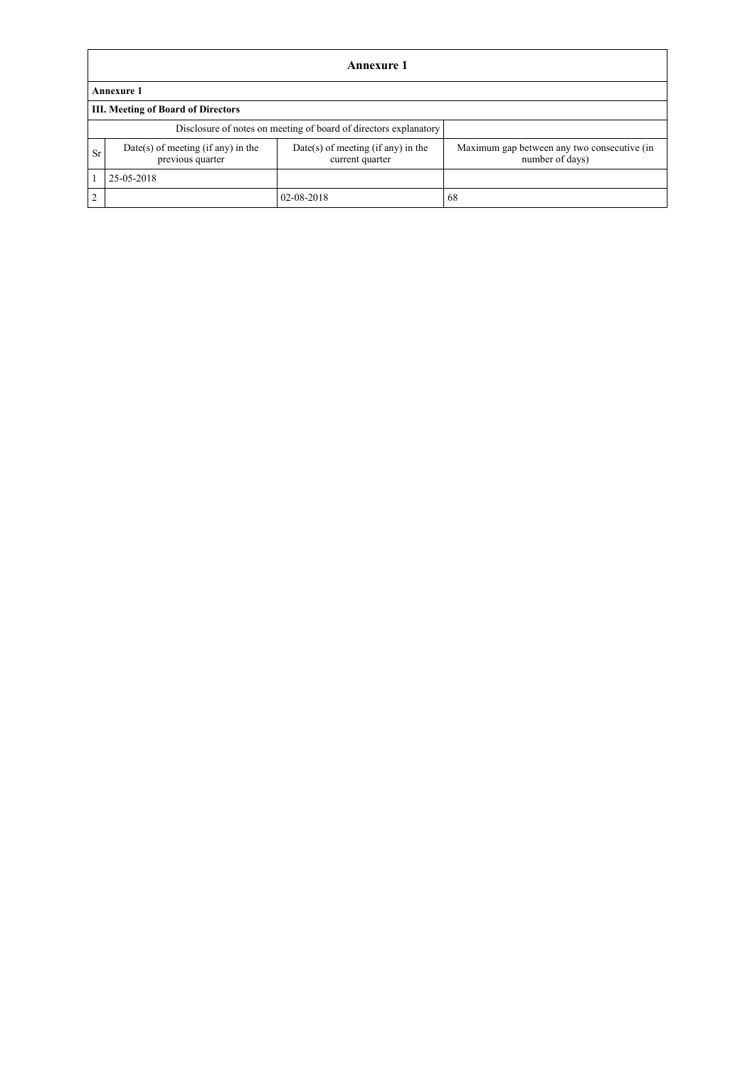# Annexure 1

**Annexure 1**

**III. Meeting of Board of Directors**

| Sr | Date(s) of meeting (if any) in the previous quarter | Date(s) of meeting (if any) in the current quarter | Maximum gap between any two consecutive (in number of days) |
|---|---|---|---|
| | Disclosure of notes on meeting of board of directors explanatory | | |
| 1 | 25-05-2018 | | |
| 2 | | 02-08-2018 | 68 |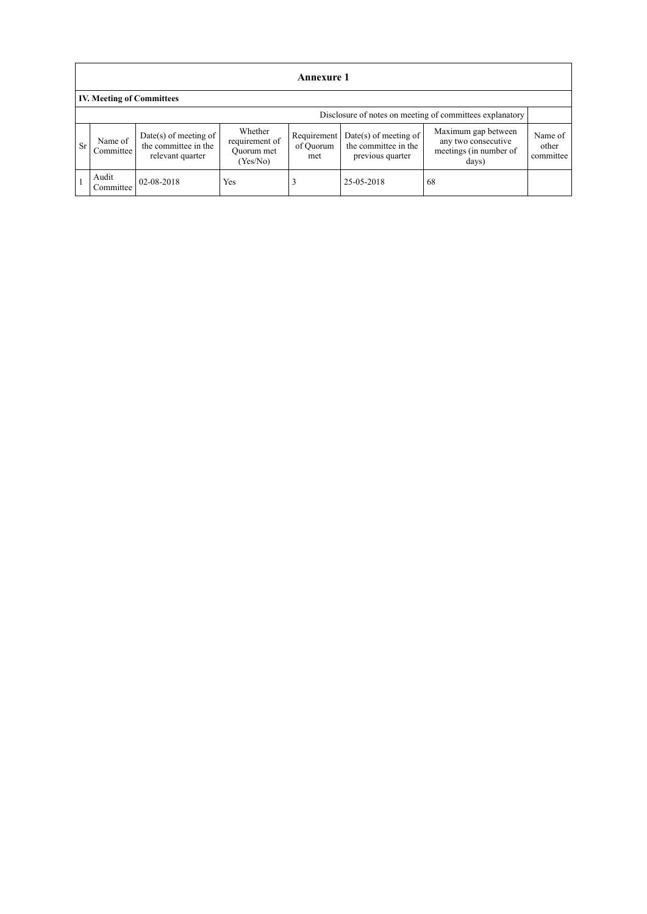## Annexure 1

### IV. Meeting of Committees

| Disclosure of notes on meeting of committees explanatory | | | | | | | |
|---|---|---|---|---|---|---|---|
| Sr | Name of Committee | Date(s) of meeting of the committee in the relevant quarter | Whether requirement of Quorum met (Yes/No) | Requirement of Quorum met | Date(s) of meeting of the committee in the previous quarter | Maximum gap between any two consecutive meetings (in number of days) | Name of other committee |
| 1 | Audit Committee | 02-08-2018 | Yes | 3 | 25-05-2018 | 68 | |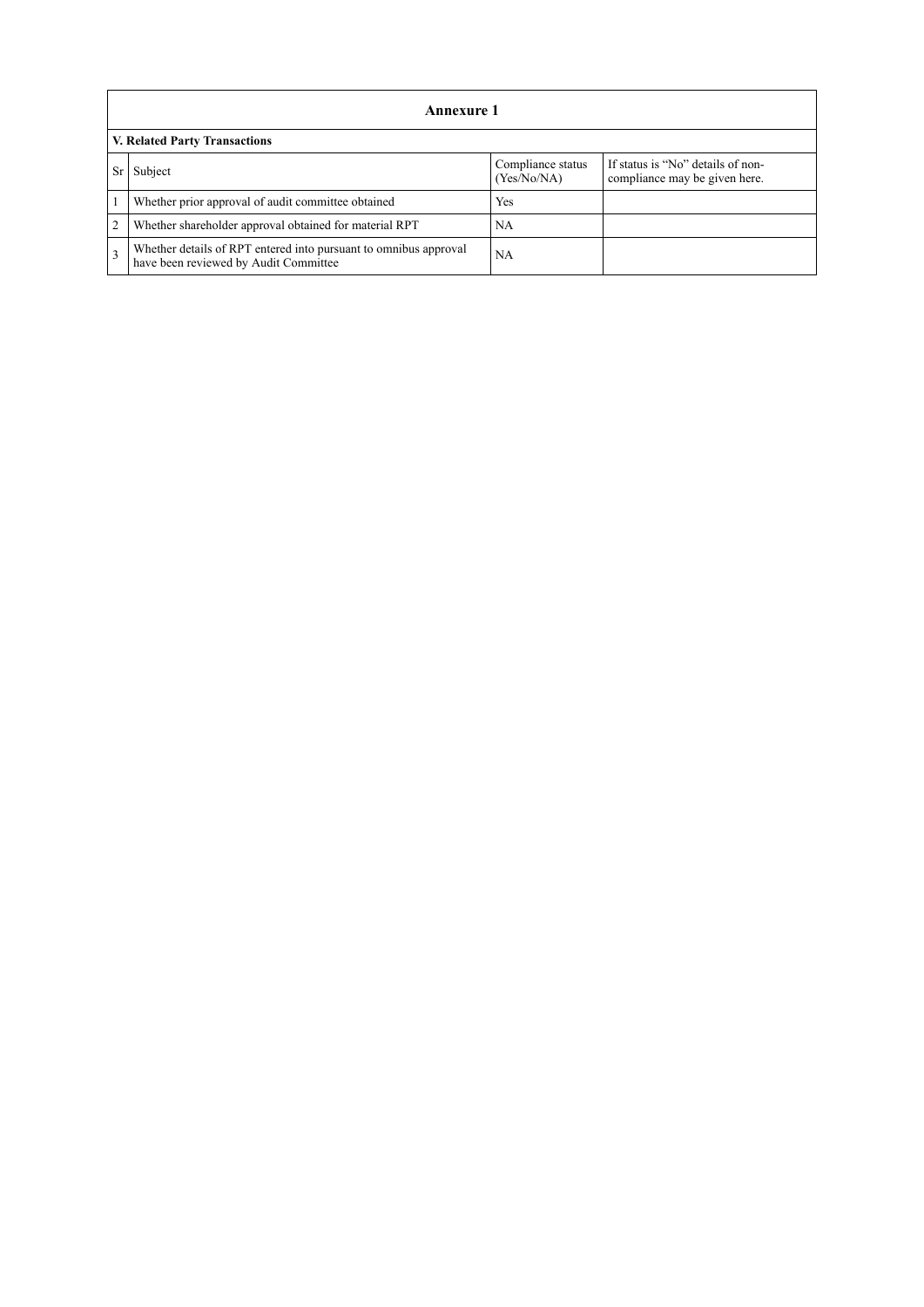## Annexure 1

### V. Related Party Transactions

| Sr | Subject | Compliance status (Yes/No/NA) | If status is "No" details of non-compliance may be given here. |
|---|---|---|---|
| 1 | Whether prior approval of audit committee obtained | Yes | |
| 2 | Whether shareholder approval obtained for material RPT | NA | |
| 3 | Whether details of RPT entered into pursuant to omnibus approval have been reviewed by Audit Committee | NA | |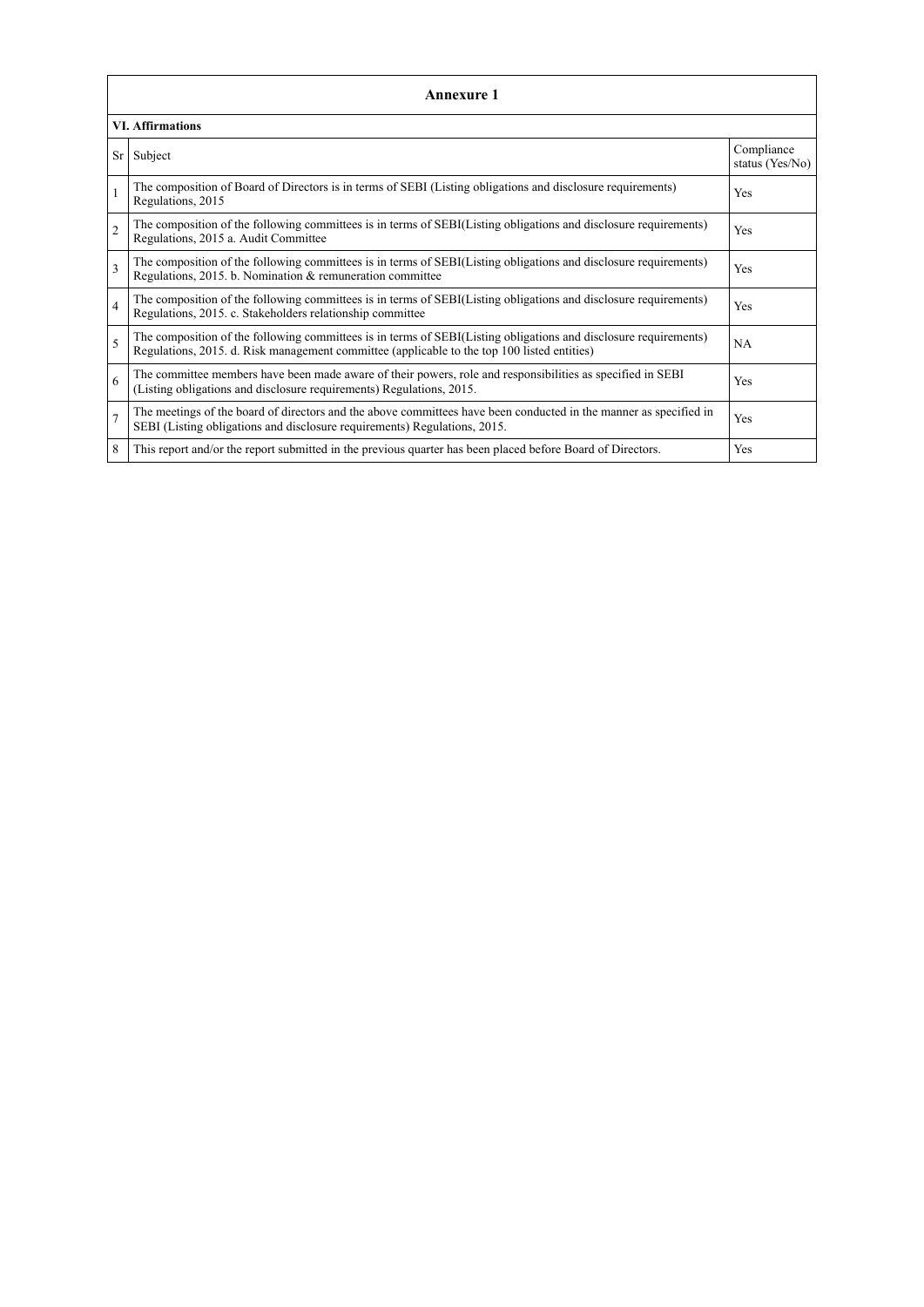# Annexure 1

## VI. Affirmations

| Sr | Subject | Compliance status (Yes/No) |
|---|---|---|
| 1 | The composition of Board of Directors is in terms of SEBI (Listing obligations and disclosure requirements) Regulations, 2015 | Yes |
| 2 | The composition of the following committees is in terms of SEBI(Listing obligations and disclosure requirements) Regulations, 2015 a. Audit Committee | Yes |
| 3 | The composition of the following committees is in terms of SEBI(Listing obligations and disclosure requirements) Regulations, 2015. b. Nomination & remuneration committee | Yes |
| 4 | The composition of the following committees is in terms of SEBI(Listing obligations and disclosure requirements) Regulations, 2015. c. Stakeholders relationship committee | Yes |
| 5 | The composition of the following committees is in terms of SEBI(Listing obligations and disclosure requirements) Regulations, 2015. d. Risk management committee (applicable to the top 100 listed entities) | NA |
| 6 | The committee members have been made aware of their powers, role and responsibilities as specified in SEBI (Listing obligations and disclosure requirements) Regulations, 2015. | Yes |
| 7 | The meetings of the board of directors and the above committees have been conducted in the manner as specified in SEBI (Listing obligations and disclosure requirements) Regulations, 2015. | Yes |
| 8 | This report and/or the report submitted in the previous quarter has been placed before Board of Directors. | Yes |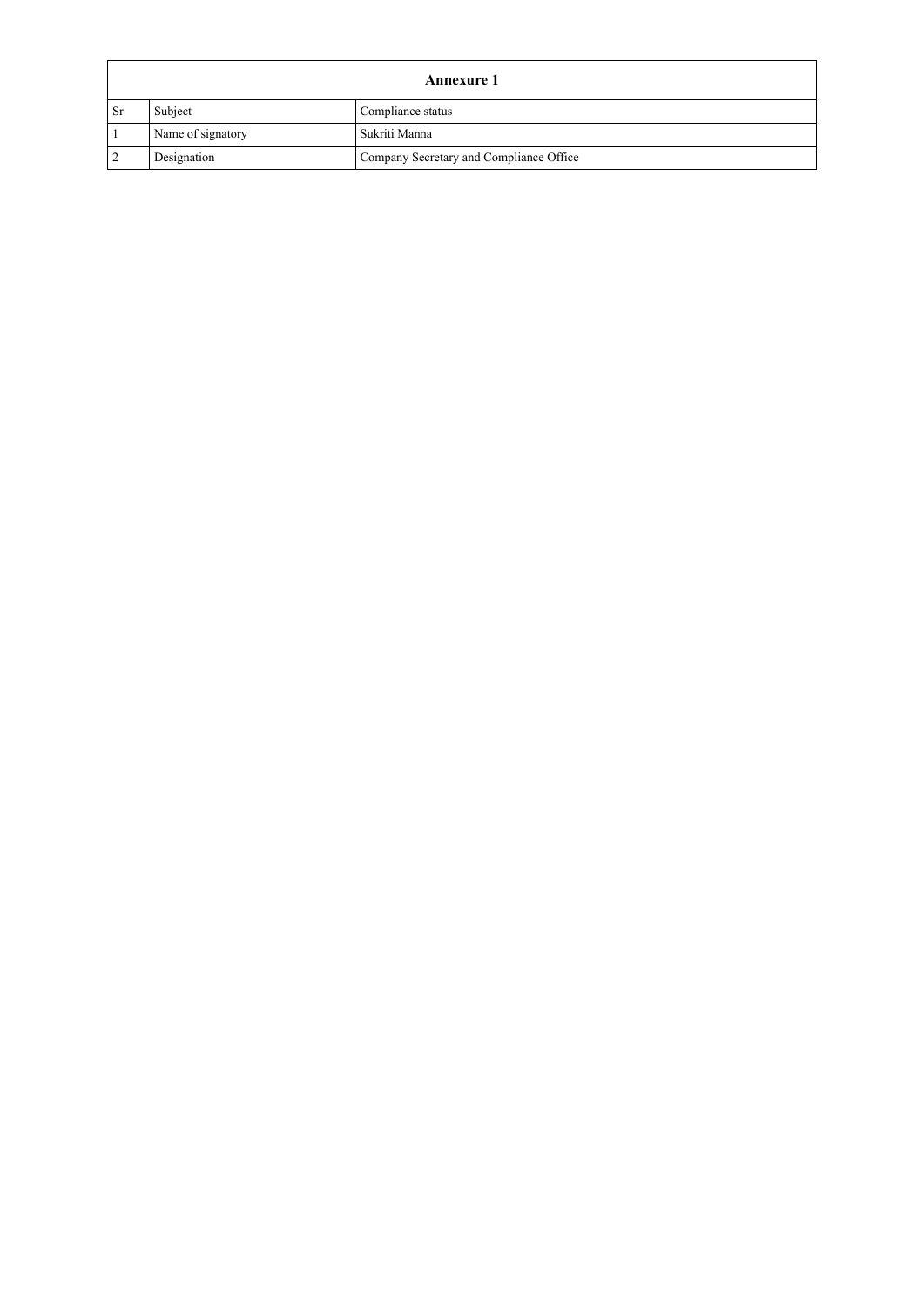| Annexure 1 | | |
|---|---|---|
| Sr | Subject | Compliance status |
| 1 | Name of signatory | Sukriti Manna |
| 2 | Designation | Company Secretary and Compliance Office |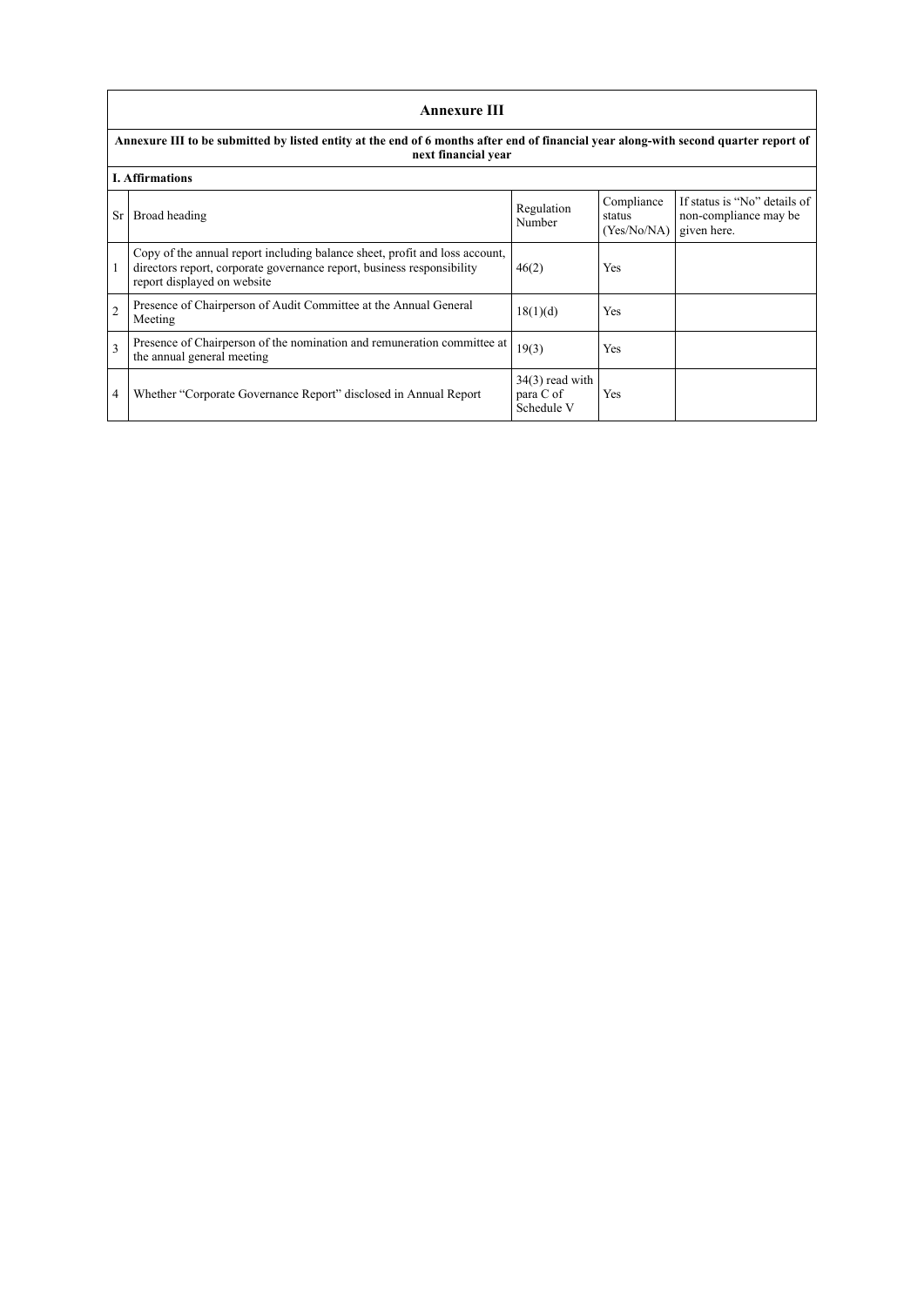## Annexure III

**Annexure III to be submitted by listed entity at the end of 6 months after end of financial year along-with second quarter report of next financial year**

**I. Affirmations**

| Sr | Broad heading | Regulation Number | Compliance status (Yes/No/NA) | If status is "No" details of non-compliance may be given here. |
|---|---|---|---|---|
| 1 | Copy of the annual report including balance sheet, profit and loss account, directors report, corporate governance report, business responsibility report displayed on website | 46(2) | Yes | |
| 2 | Presence of Chairperson of Audit Committee at the Annual General Meeting | 18(1)(d) | Yes | |
| 3 | Presence of Chairperson of the nomination and remuneration committee at the annual general meeting | 19(3) | Yes | |
| 4 | Whether "Corporate Governance Report" disclosed in Annual Report | 34(3) read with para C of Schedule V | Yes | |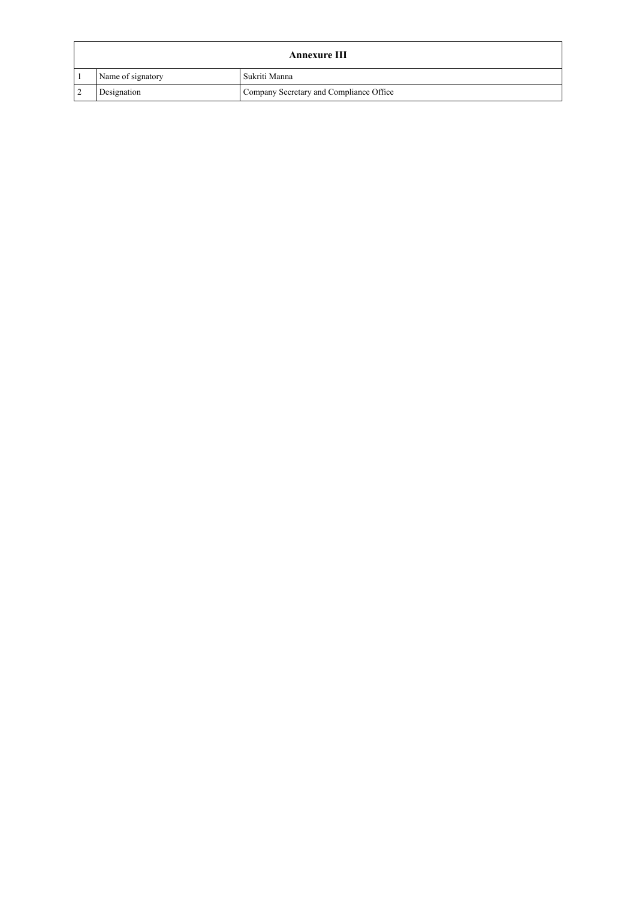| Annexure III | | |
|---|---|---|
| 1 | Name of signatory | Sukriti Manna |
| 2 | Designation | Company Secretary and Compliance Office |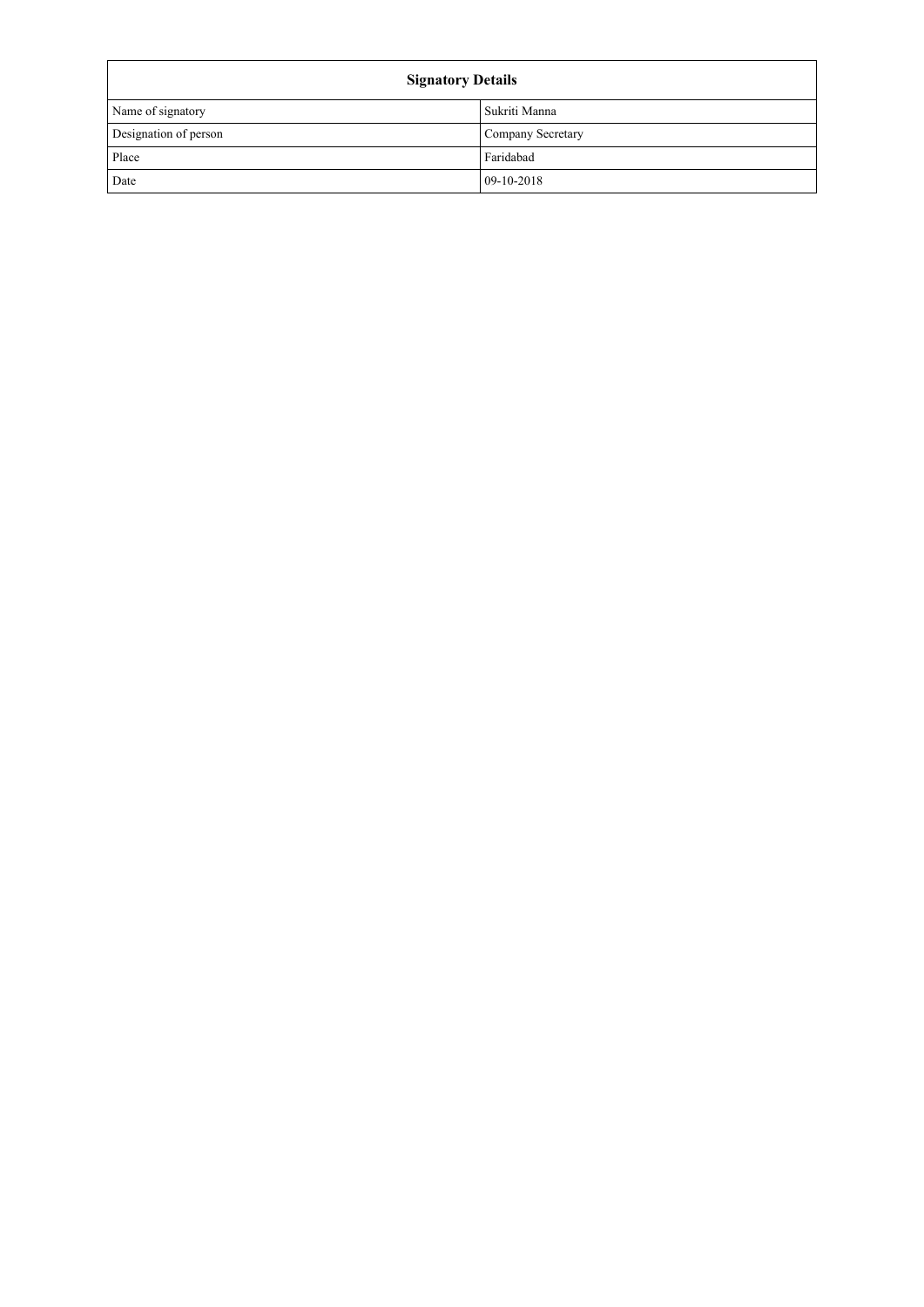| Signatory Details | |
|---|---|
| Name of signatory | Sukriti Manna |
| Designation of person | Company Secretary |
| Place | Faridabad |
| Date | 09-10-2018 |